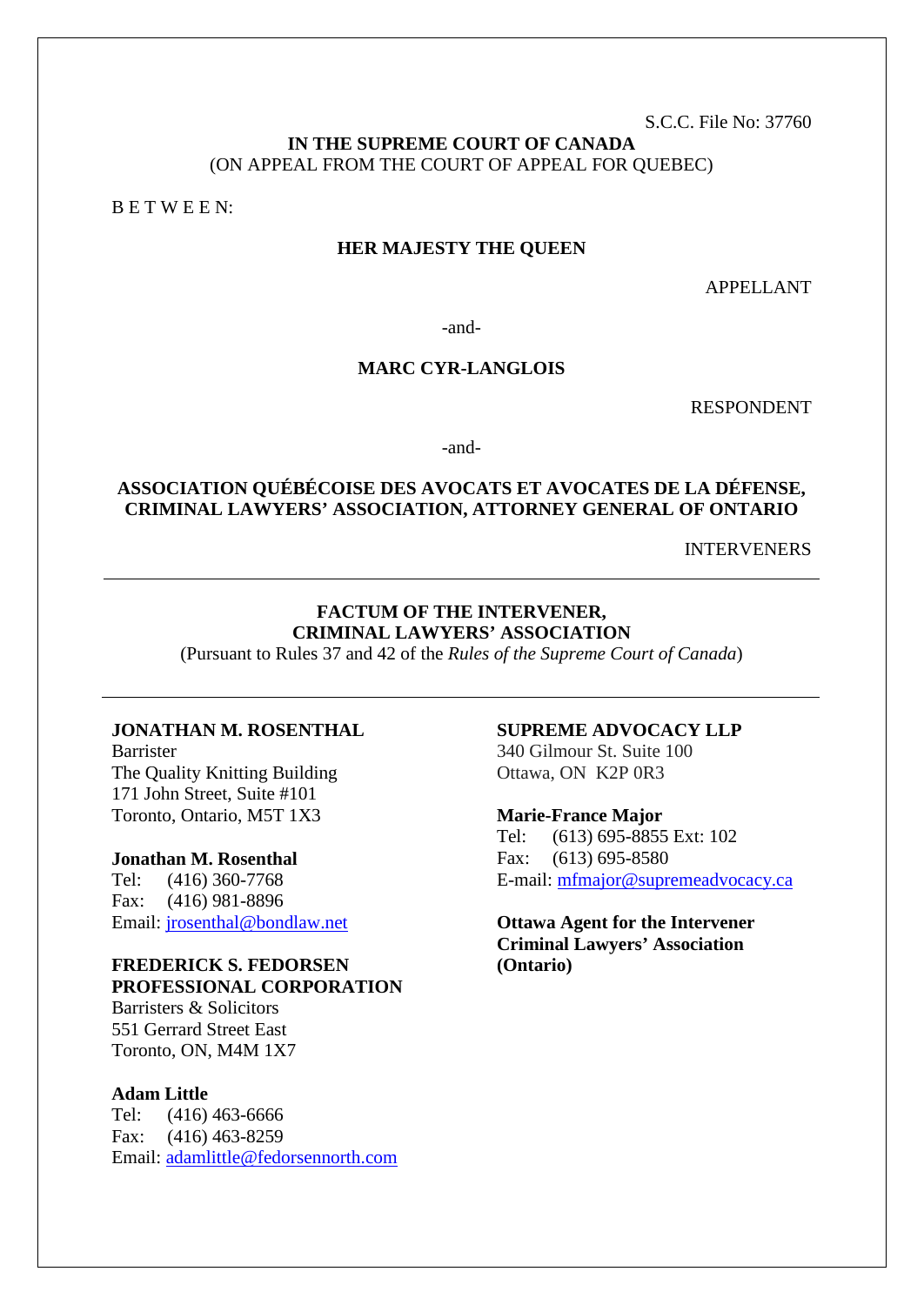S.C.C. File No: 37760

**IN THE SUPREME COURT OF CANADA**
(ON APPEAL FROM THE COURT OF APPEAL FOR QUEBEC)

B E T W E E N:

**HER MAJESTY THE QUEEN**

APPELLANT

-and-

**MARC CYR-LANGLOIS**

RESPONDENT

-and-

**ASSOCIATION QUÉBÉCOISE DES AVOCATS ET AVOCATES DE LA DÉFENSE, CRIMINAL LAWYERS' ASSOCIATION, ATTORNEY GENERAL OF ONTARIO**

INTERVENERS

---

**FACTUM OF THE INTERVENER,**
**CRIMINAL LAWYERS' ASSOCIATION**
(Pursuant to Rules 37 and 42 of the *Rules of the Supreme Court of Canada*)

---

**JONATHAN M. ROSENTHAL**
Barrister
The Quality Knitting Building
171 John Street, Suite #101
Toronto, Ontario, M5T 1X3

**Jonathan M. Rosenthal**
Tel: (416) 360-7768
Fax: (416) 981-8896
Email: jrosenthal@bondlaw.net

**FREDERICK S. FEDORSEN PROFESSIONAL CORPORATION**
Barristers & Solicitors
551 Gerrard Street East
Toronto, ON, M4M 1X7

**Adam Little**
Tel: (416) 463-6666
Fax: (416) 463-8259
Email: adamlittle@fedorsennorth.com

**SUPREME ADVOCACY LLP**
340 Gilmour St. Suite 100
Ottawa, ON K2P 0R3

**Marie-France Major**
Tel: (613) 695-8855 Ext: 102
Fax: (613) 695-8580
E-mail: mfmajor@supremeadvocacy.ca

**Ottawa Agent for the Intervener Criminal Lawyers' Association (Ontario)**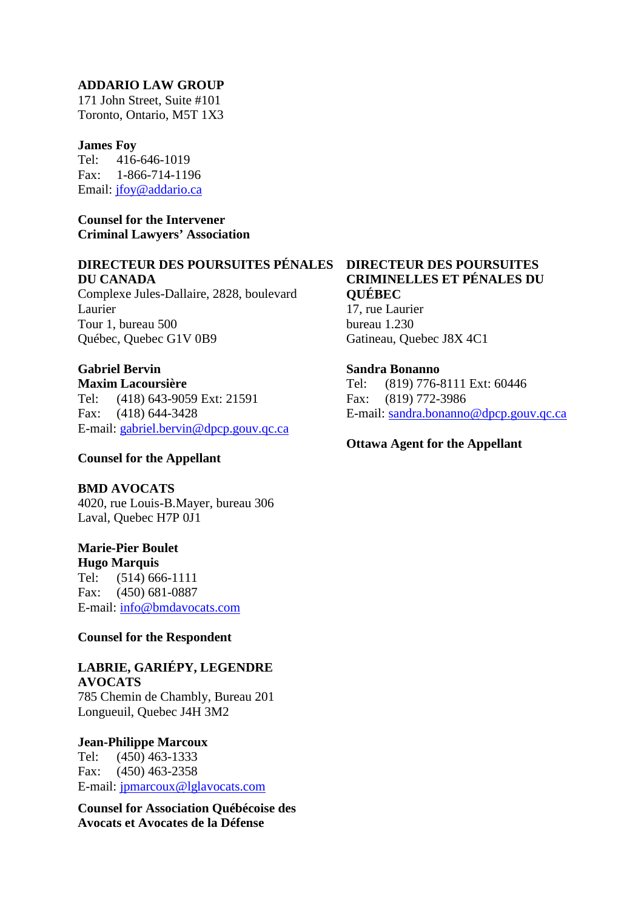**ADDARIO LAW GROUP**
171 John Street, Suite #101
Toronto, Ontario, M5T 1X3

**James Foy**
Tel: 416-646-1019
Fax: 1-866-714-1196
Email: jfoy@addario.ca

**Counsel for the Intervener**
**Criminal Lawyers' Association**

**DIRECTEUR DES POURSUITES PÉNALES DU CANADA**
Complexe Jules-Dallaire, 2828, boulevard Laurier
Tour 1, bureau 500
Québec, Quebec G1V 0B9

**Gabriel Bervin**
**Maxim Lacoursière**
Tel: (418) 643-9059 Ext: 21591
Fax: (418) 644-3428
E-mail: gabriel.bervin@dpcp.gouv.qc.ca

**Counsel for the Appellant**

**DIRECTEUR DES POURSUITES CRIMINELLES ET PÉNALES DU QUÉBEC**
17, rue Laurier
bureau 1.230
Gatineau, Quebec J8X 4C1

**Sandra Bonanno**
Tel: (819) 776-8111 Ext: 60446
Fax: (819) 772-3986
E-mail: sandra.bonanno@dpcp.gouv.qc.ca

**Ottawa Agent for the Appellant**

**BMD AVOCATS**
4020, rue Louis-B.Mayer, bureau 306
Laval, Quebec H7P 0J1

**Marie-Pier Boulet**
**Hugo Marquis**
Tel: (514) 666-1111
Fax: (450) 681-0887
E-mail: info@bmdavocats.com

**Counsel for the Respondent**

**LABRIE, GARIÉPY, LEGENDRE AVOCATS**
785 Chemin de Chambly, Bureau 201
Longueuil, Quebec J4H 3M2

**Jean-Philippe Marcoux**
Tel: (450) 463-1333
Fax: (450) 463-2358
E-mail: jpmarcoux@lglavocats.com

**Counsel for Association Québécoise des Avocats et Avocates de la Défense**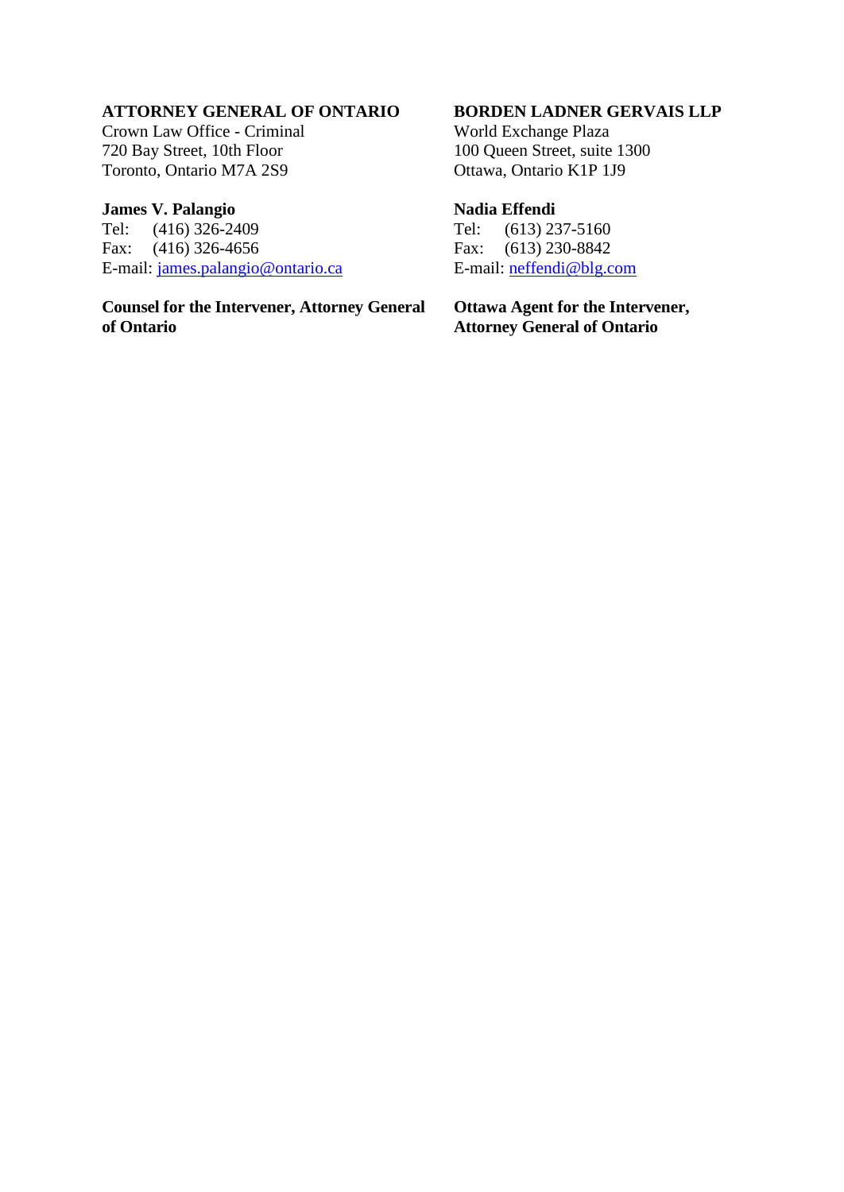**ATTORNEY GENERAL OF ONTARIO**
Crown Law Office - Criminal
720 Bay Street, 10th Floor
Toronto, Ontario M7A 2S9

**James V. Palangio**
Tel: (416) 326-2409
Fax: (416) 326-4656
E-mail: james.palangio@ontario.ca

**Counsel for the Intervener, Attorney General of Ontario**

**BORDEN LADNER GERVAIS LLP**
World Exchange Plaza
100 Queen Street, suite 1300
Ottawa, Ontario K1P 1J9

**Nadia Effendi**
Tel: (613) 237-5160
Fax: (613) 230-8842
E-mail: neffendi@blg.com

**Ottawa Agent for the Intervener, Attorney General of Ontario**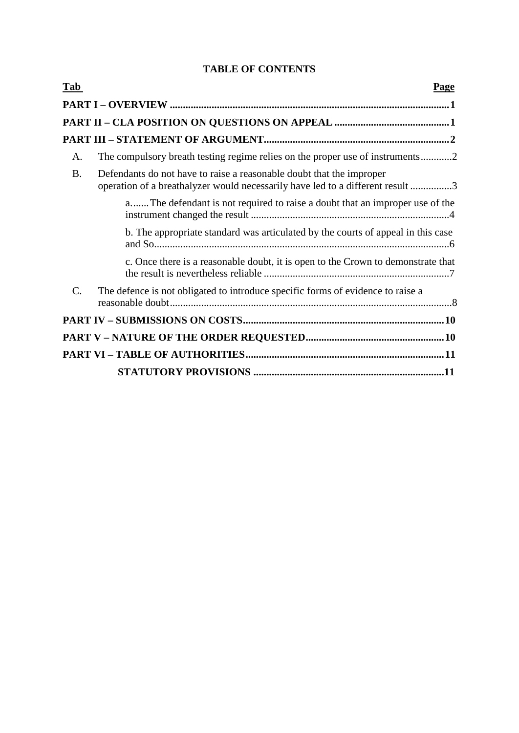# TABLE OF CONTENTS

| Tab | | Page |
|---|---|---|
| **PART I – OVERVIEW** | | **1** |
| **PART II – CLA POSITION ON QUESTIONS ON APPEAL** | | **1** |
| **PART III – STATEMENT OF ARGUMENT** | | **2** |
| A. | The compulsory breath testing regime relies on the proper use of instruments | 2 |
| B. | Defendants do not have to raise a reasonable doubt that the improper operation of a breathalyzer would necessarily have led to a different result | 3 |
| | a. The defendant is not required to raise a doubt that an improper use of the instrument changed the result | 4 |
| | b. The appropriate standard was articulated by the courts of appeal in this case and So | 6 |
| | c. Once there is a reasonable doubt, it is open to the Crown to demonstrate that the result is nevertheless reliable | 7 |
| C. | The defence is not obligated to introduce specific forms of evidence to raise a reasonable doubt | 8 |
| **PART IV – SUBMISSIONS ON COSTS** | | **10** |
| **PART V – NATURE OF THE ORDER REQUESTED** | | **10** |
| **PART VI – TABLE OF AUTHORITIES** | | **11** |
| | **STATUTORY PROVISIONS** | **11** |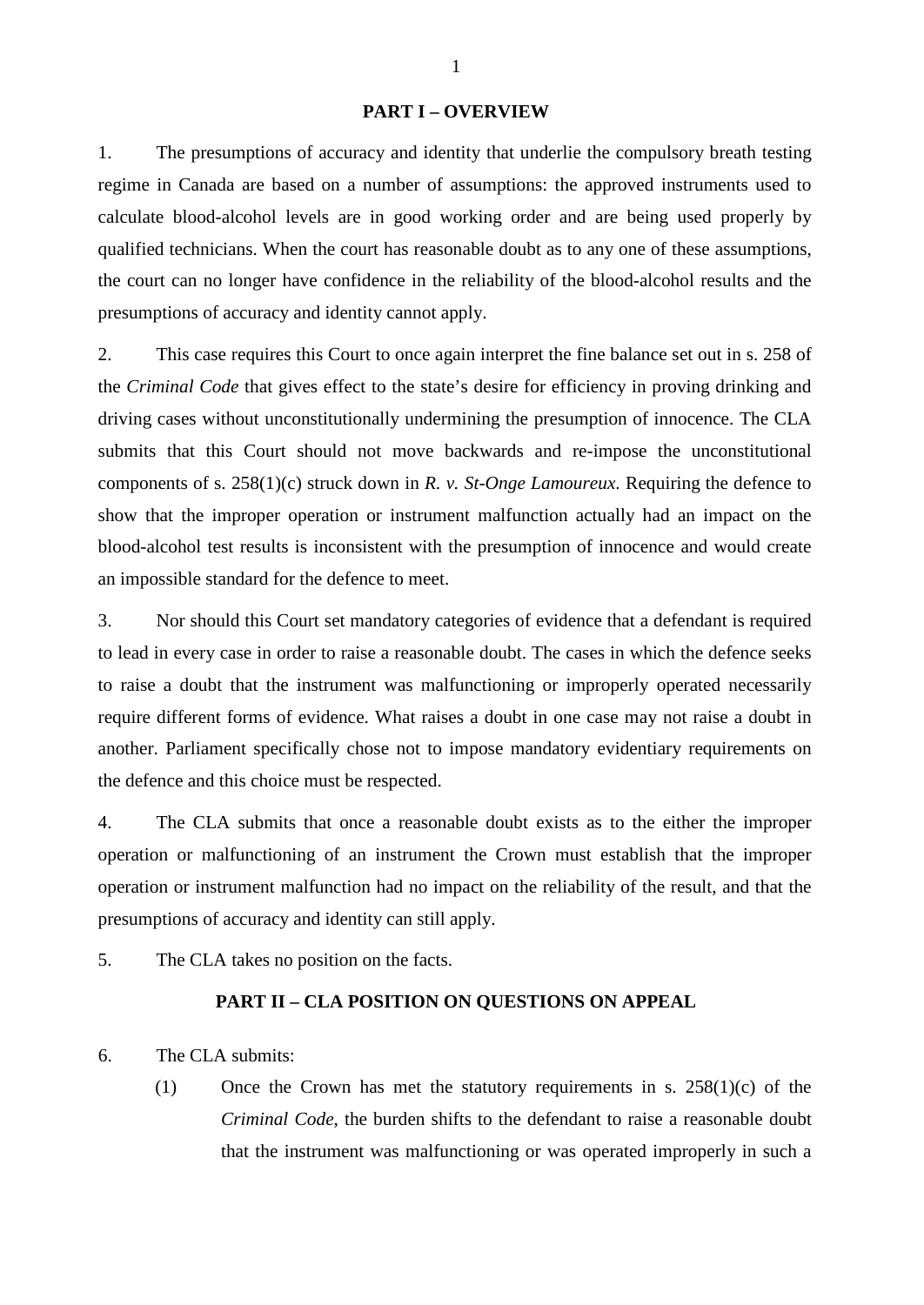## PART I – OVERVIEW

1. The presumptions of accuracy and identity that underlie the compulsory breath testing regime in Canada are based on a number of assumptions: the approved instruments used to calculate blood-alcohol levels are in good working order and are being used properly by qualified technicians. When the court has reasonable doubt as to any one of these assumptions, the court can no longer have confidence in the reliability of the blood-alcohol results and the presumptions of accuracy and identity cannot apply.

2. This case requires this Court to once again interpret the fine balance set out in s. 258 of the *Criminal Code* that gives effect to the state's desire for efficiency in proving drinking and driving cases without unconstitutionally undermining the presumption of innocence. The CLA submits that this Court should not move backwards and re-impose the unconstitutional components of s. 258(1)(c) struck down in *R. v. St-Onge Lamoureux*. Requiring the defence to show that the improper operation or instrument malfunction actually had an impact on the blood-alcohol test results is inconsistent with the presumption of innocence and would create an impossible standard for the defence to meet.

3. Nor should this Court set mandatory categories of evidence that a defendant is required to lead in every case in order to raise a reasonable doubt. The cases in which the defence seeks to raise a doubt that the instrument was malfunctioning or improperly operated necessarily require different forms of evidence. What raises a doubt in one case may not raise a doubt in another. Parliament specifically chose not to impose mandatory evidentiary requirements on the defence and this choice must be respected.

4. The CLA submits that once a reasonable doubt exists as to the either the improper operation or malfunctioning of an instrument the Crown must establish that the improper operation or instrument malfunction had no impact on the reliability of the result, and that the presumptions of accuracy and identity can still apply.

5. The CLA takes no position on the facts.

## PART II – CLA POSITION ON QUESTIONS ON APPEAL

6. The CLA submits:

   (1) Once the Crown has met the statutory requirements in s. 258(1)(c) of the *Criminal Code*, the burden shifts to the defendant to raise a reasonable doubt that the instrument was malfunctioning or was operated improperly in such a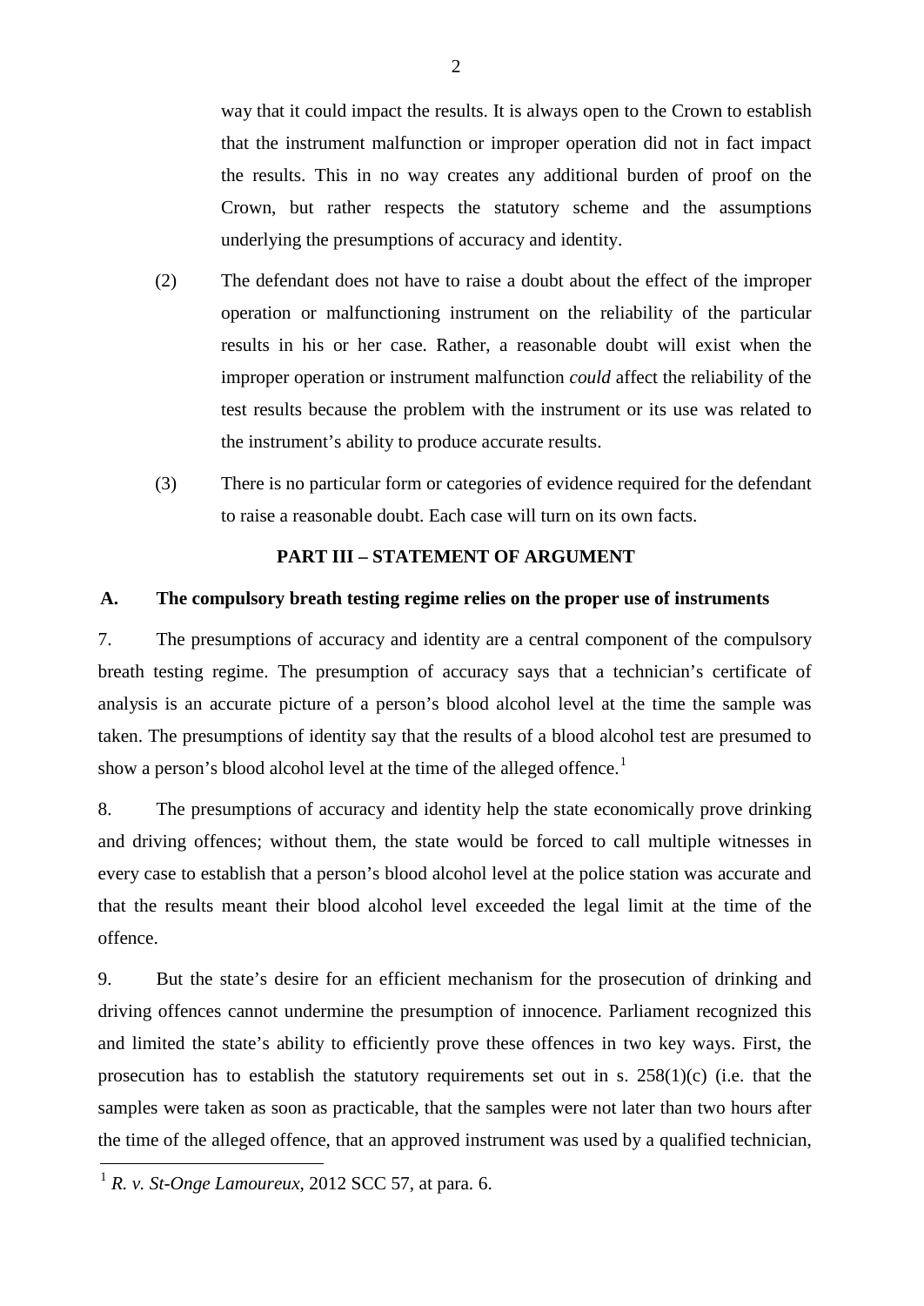way that it could impact the results. It is always open to the Crown to establish that the instrument malfunction or improper operation did not in fact impact the results. This in no way creates any additional burden of proof on the Crown, but rather respects the statutory scheme and the assumptions underlying the presumptions of accuracy and identity.

(2) The defendant does not have to raise a doubt about the effect of the improper operation or malfunctioning instrument on the reliability of the particular results in his or her case. Rather, a reasonable doubt will exist when the improper operation or instrument malfunction *could* affect the reliability of the test results because the problem with the instrument or its use was related to the instrument's ability to produce accurate results.

(3) There is no particular form or categories of evidence required for the defendant to raise a reasonable doubt. Each case will turn on its own facts.

## PART III – STATEMENT OF ARGUMENT

### A. The compulsory breath testing regime relies on the proper use of instruments

7. The presumptions of accuracy and identity are a central component of the compulsory breath testing regime. The presumption of accuracy says that a technician's certificate of analysis is an accurate picture of a person's blood alcohol level at the time the sample was taken. The presumptions of identity say that the results of a blood alcohol test are presumed to show a person's blood alcohol level at the time of the alleged offence.[1]

8. The presumptions of accuracy and identity help the state economically prove drinking and driving offences; without them, the state would be forced to call multiple witnesses in every case to establish that a person's blood alcohol level at the police station was accurate and that the results meant their blood alcohol level exceeded the legal limit at the time of the offence.

9. But the state's desire for an efficient mechanism for the prosecution of drinking and driving offences cannot undermine the presumption of innocence. Parliament recognized this and limited the state's ability to efficiently prove these offences in two key ways. First, the prosecution has to establish the statutory requirements set out in s. 258(1)(c) (i.e. that the samples were taken as soon as practicable, that the samples were not later than two hours after the time of the alleged offence, that an approved instrument was used by a qualified technician,

[1] *R. v. St-Onge Lamoureux*, 2012 SCC 57, at para. 6.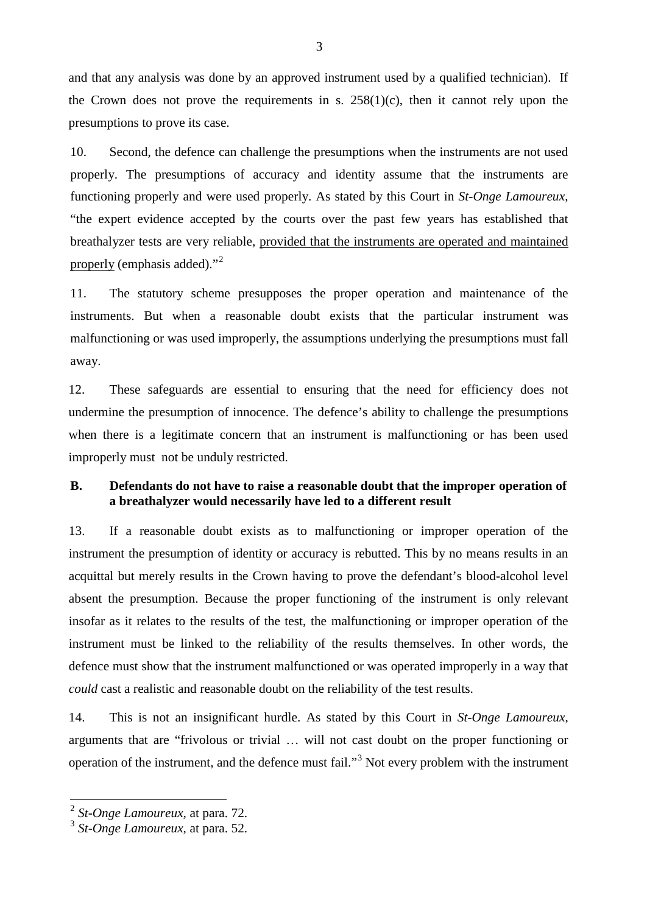and that any analysis was done by an approved instrument used by a qualified technician). If the Crown does not prove the requirements in s. 258(1)(c), then it cannot rely upon the presumptions to prove its case.

10. Second, the defence can challenge the presumptions when the instruments are not used properly. The presumptions of accuracy and identity assume that the instruments are functioning properly and were used properly. As stated by this Court in *St-Onge Lamoureux*, "the expert evidence accepted by the courts over the past few years has established that breathalyzer tests are very reliable, <u>provided that the instruments are operated and maintained properly</u> (emphasis added)."[2]

11. The statutory scheme presupposes the proper operation and maintenance of the instruments. But when a reasonable doubt exists that the particular instrument was malfunctioning or was used improperly, the assumptions underlying the presumptions must fall away.

12. These safeguards are essential to ensuring that the need for efficiency does not undermine the presumption of innocence. The defence's ability to challenge the presumptions when there is a legitimate concern that an instrument is malfunctioning or has been used improperly must not be unduly restricted.

### B. Defendants do not have to raise a reasonable doubt that the improper operation of a breathalyzer would necessarily have led to a different result

13. If a reasonable doubt exists as to malfunctioning or improper operation of the instrument the presumption of identity or accuracy is rebutted. This by no means results in an acquittal but merely results in the Crown having to prove the defendant's blood-alcohol level absent the presumption. Because the proper functioning of the instrument is only relevant insofar as it relates to the results of the test, the malfunctioning or improper operation of the instrument must be linked to the reliability of the results themselves. In other words, the defence must show that the instrument malfunctioned or was operated improperly in a way that *could* cast a realistic and reasonable doubt on the reliability of the test results.

14. This is not an insignificant hurdle. As stated by this Court in *St-Onge Lamoureux*, arguments that are "frivolous or trivial … will not cast doubt on the proper functioning or operation of the instrument, and the defence must fail."[3] Not every problem with the instrument

---

[2] *St-Onge Lamoureux*, at para. 72.

[3] *St-Onge Lamoureux*, at para. 52.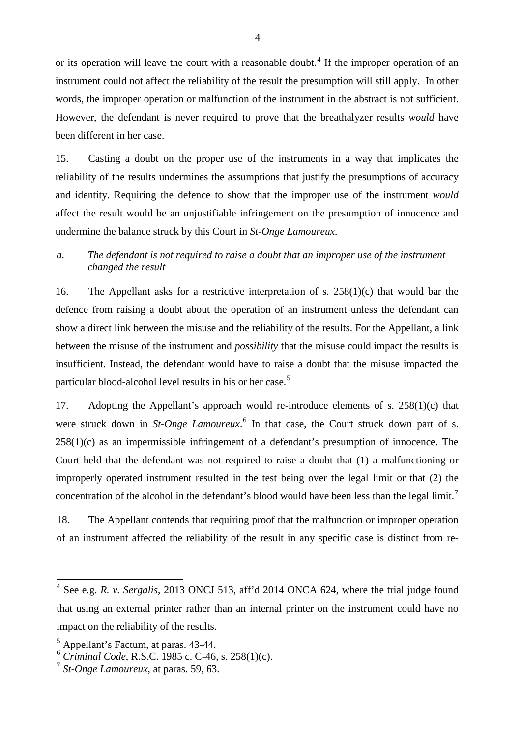or its operation will leave the court with a reasonable doubt.[4] If the improper operation of an instrument could not affect the reliability of the result the presumption will still apply. In other words, the improper operation or malfunction of the instrument in the abstract is not sufficient. However, the defendant is never required to prove that the breathalyzer results *would* have been different in her case.

15. Casting a doubt on the proper use of the instruments in a way that implicates the reliability of the results undermines the assumptions that justify the presumptions of accuracy and identity. Requiring the defence to show that the improper use of the instrument *would* affect the result would be an unjustifiable infringement on the presumption of innocence and undermine the balance struck by this Court in *St-Onge Lamoureux*.

*a. The defendant is not required to raise a doubt that an improper use of the instrument changed the result*

16. The Appellant asks for a restrictive interpretation of s. 258(1)(c) that would bar the defence from raising a doubt about the operation of an instrument unless the defendant can show a direct link between the misuse and the reliability of the results. For the Appellant, a link between the misuse of the instrument and *possibility* that the misuse could impact the results is insufficient. Instead, the defendant would have to raise a doubt that the misuse impacted the particular blood-alcohol level results in his or her case.[5]

17. Adopting the Appellant's approach would re-introduce elements of s. 258(1)(c) that were struck down in *St-Onge Lamoureux*.[6] In that case, the Court struck down part of s. 258(1)(c) as an impermissible infringement of a defendant's presumption of innocence. The Court held that the defendant was not required to raise a doubt that (1) a malfunctioning or improperly operated instrument resulted in the test being over the legal limit or that (2) the concentration of the alcohol in the defendant's blood would have been less than the legal limit.[7]

18. The Appellant contends that requiring proof that the malfunction or improper operation of an instrument affected the reliability of the result in any specific case is distinct from re-

---

[4] See e.g. *R. v. Sergalis*, 2013 ONCJ 513, aff'd 2014 ONCA 624, where the trial judge found that using an external printer rather than an internal printer on the instrument could have no impact on the reliability of the results.

[5] Appellant's Factum, at paras. 43-44.

[6] *Criminal Code*, R.S.C. 1985 c. C-46, s. 258(1)(c).

[7] *St-Onge Lamoureux*, at paras. 59, 63.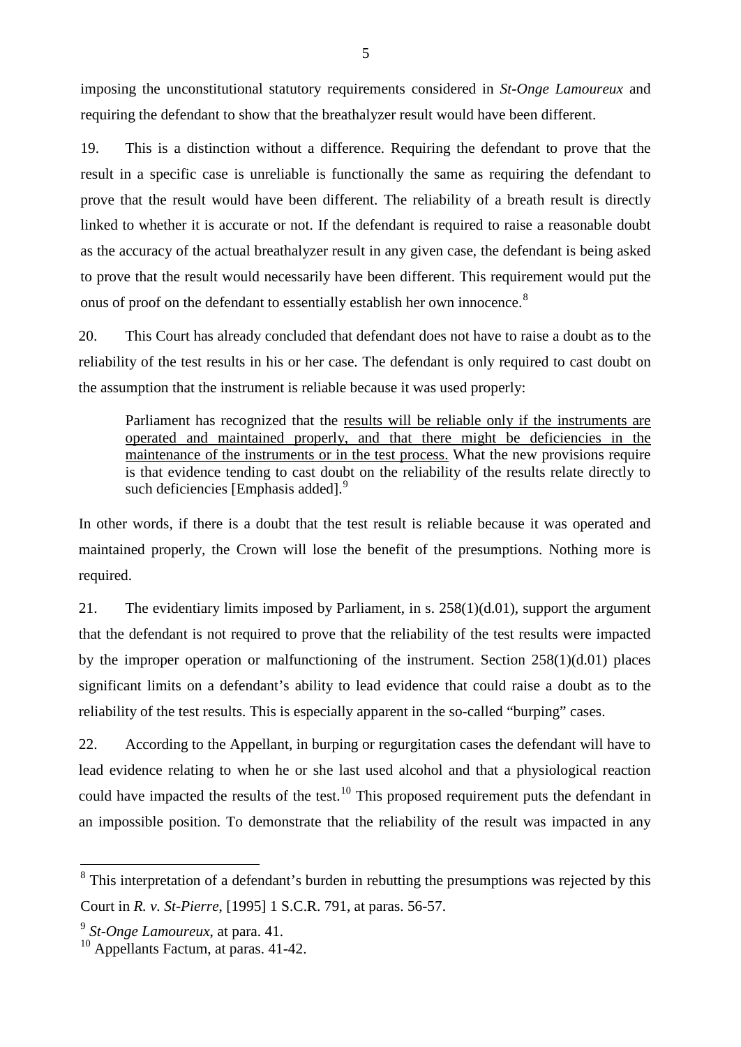imposing the unconstitutional statutory requirements considered in *St-Onge Lamoureux* and requiring the defendant to show that the breathalyzer result would have been different.

19. This is a distinction without a difference. Requiring the defendant to prove that the result in a specific case is unreliable is functionally the same as requiring the defendant to prove that the result would have been different. The reliability of a breath result is directly linked to whether it is accurate or not. If the defendant is required to raise a reasonable doubt as the accuracy of the actual breathalyzer result in any given case, the defendant is being asked to prove that the result would necessarily have been different. This requirement would put the onus of proof on the defendant to essentially establish her own innocence.[8]

20. This Court has already concluded that defendant does not have to raise a doubt as to the reliability of the test results in his or her case. The defendant is only required to cast doubt on the assumption that the instrument is reliable because it was used properly:

> Parliament has recognized that the <u>results will be reliable only if the instruments are operated and maintained properly, and that there might be deficiencies in the maintenance of the instruments or in the test process.</u> What the new provisions require is that evidence tending to cast doubt on the reliability of the results relate directly to such deficiencies [Emphasis added].[9]

In other words, if there is a doubt that the test result is reliable because it was operated and maintained properly, the Crown will lose the benefit of the presumptions. Nothing more is required.

21. The evidentiary limits imposed by Parliament, in s. 258(1)(d.01), support the argument that the defendant is not required to prove that the reliability of the test results were impacted by the improper operation or malfunctioning of the instrument. Section 258(1)(d.01) places significant limits on a defendant's ability to lead evidence that could raise a doubt as to the reliability of the test results. This is especially apparent in the so-called "burping" cases.

22. According to the Appellant, in burping or regurgitation cases the defendant will have to lead evidence relating to when he or she last used alcohol and that a physiological reaction could have impacted the results of the test.[10] This proposed requirement puts the defendant in an impossible position. To demonstrate that the reliability of the result was impacted in any

---

[8] This interpretation of a defendant's burden in rebutting the presumptions was rejected by this Court in *R. v. St-Pierre*, [1995] 1 S.C.R. 791, at paras. 56-57.

[9] *St-Onge Lamoureux*, at para. 41.

[10] Appellants Factum, at paras. 41-42.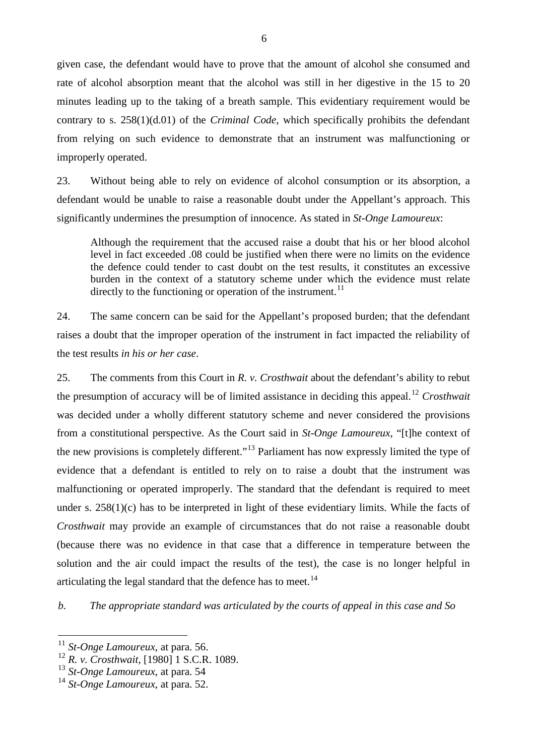given case, the defendant would have to prove that the amount of alcohol she consumed and rate of alcohol absorption meant that the alcohol was still in her digestive in the 15 to 20 minutes leading up to the taking of a breath sample. This evidentiary requirement would be contrary to s. 258(1)(d.01) of the *Criminal Code*, which specifically prohibits the defendant from relying on such evidence to demonstrate that an instrument was malfunctioning or improperly operated.

23. Without being able to rely on evidence of alcohol consumption or its absorption, a defendant would be unable to raise a reasonable doubt under the Appellant's approach. This significantly undermines the presumption of innocence. As stated in *St-Onge Lamoureux*:

> Although the requirement that the accused raise a doubt that his or her blood alcohol level in fact exceeded .08 could be justified when there were no limits on the evidence the defence could tender to cast doubt on the test results, it constitutes an excessive burden in the context of a statutory scheme under which the evidence must relate directly to the functioning or operation of the instrument.[11]

24. The same concern can be said for the Appellant's proposed burden; that the defendant raises a doubt that the improper operation of the instrument in fact impacted the reliability of the test results *in his or her case*.

25. The comments from this Court in *R. v. Crosthwait* about the defendant's ability to rebut the presumption of accuracy will be of limited assistance in deciding this appeal.[12] *Crosthwait* was decided under a wholly different statutory scheme and never considered the provisions from a constitutional perspective. As the Court said in *St-Onge Lamoureux*, "[t]he context of the new provisions is completely different."[13] Parliament has now expressly limited the type of evidence that a defendant is entitled to rely on to raise a doubt that the instrument was malfunctioning or operated improperly. The standard that the defendant is required to meet under s. 258(1)(c) has to be interpreted in light of these evidentiary limits. While the facts of *Crosthwait* may provide an example of circumstances that do not raise a reasonable doubt (because there was no evidence in that case that a difference in temperature between the solution and the air could impact the results of the test), the case is no longer helpful in articulating the legal standard that the defence has to meet.[14]

*b. The appropriate standard was articulated by the courts of appeal in this case and So*

---

[11] *St-Onge Lamoureux*, at para. 56.

[12] *R. v. Crosthwait*, [1980] 1 S.C.R. 1089.

[13] *St-Onge Lamoureux*, at para. 54

[14] *St-Onge Lamoureux*, at para. 52.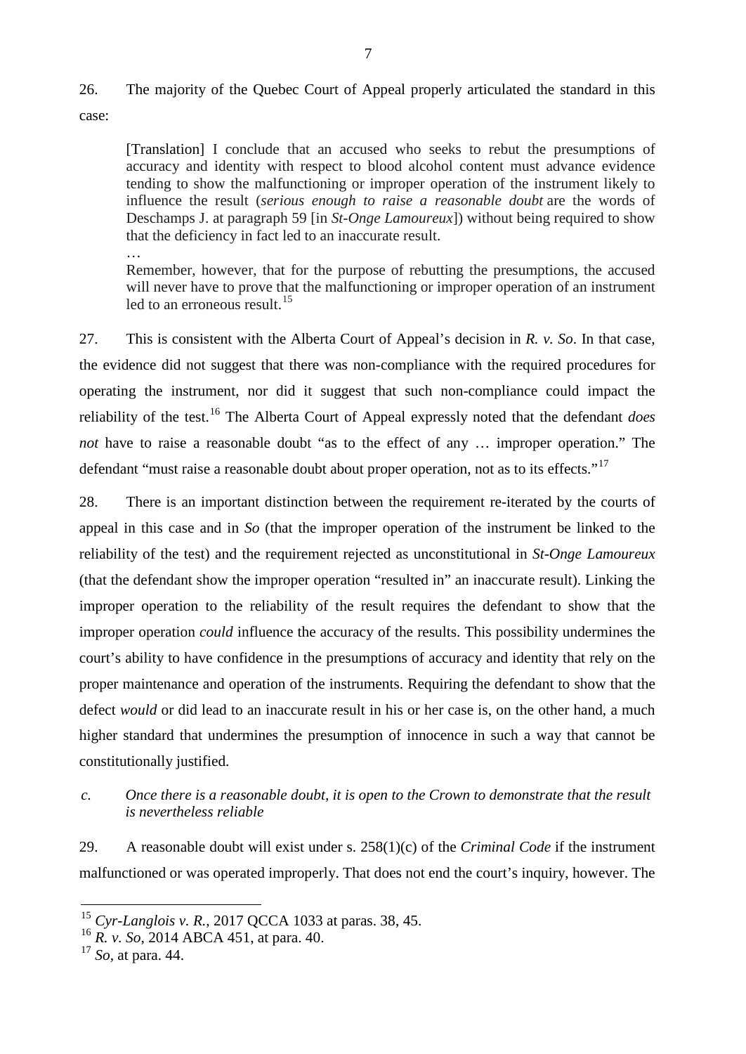26. The majority of the Quebec Court of Appeal properly articulated the standard in this case:

> [Translation] I conclude that an accused who seeks to rebut the presumptions of accuracy and identity with respect to blood alcohol content must advance evidence tending to show the malfunctioning or improper operation of the instrument likely to influence the result (*serious enough to raise a reasonable doubt* are the words of Deschamps J. at paragraph 59 [in *St-Onge Lamoureux*]) without being required to show that the deficiency in fact led to an inaccurate result.
>
> …
>
> Remember, however, that for the purpose of rebutting the presumptions, the accused will never have to prove that the malfunctioning or improper operation of an instrument led to an erroneous result.[15]

27. This is consistent with the Alberta Court of Appeal's decision in *R. v. So*. In that case, the evidence did not suggest that there was non-compliance with the required procedures for operating the instrument, nor did it suggest that such non-compliance could impact the reliability of the test.[16] The Alberta Court of Appeal expressly noted that the defendant *does not* have to raise a reasonable doubt "as to the effect of any … improper operation." The defendant "must raise a reasonable doubt about proper operation, not as to its effects."[17]

28. There is an important distinction between the requirement re-iterated by the courts of appeal in this case and in *So* (that the improper operation of the instrument be linked to the reliability of the test) and the requirement rejected as unconstitutional in *St-Onge Lamoureux* (that the defendant show the improper operation "resulted in" an inaccurate result). Linking the improper operation to the reliability of the result requires the defendant to show that the improper operation *could* influence the accuracy of the results. This possibility undermines the court's ability to have confidence in the presumptions of accuracy and identity that rely on the proper maintenance and operation of the instruments. Requiring the defendant to show that the defect *would* or did lead to an inaccurate result in his or her case is, on the other hand, a much higher standard that undermines the presumption of innocence in such a way that cannot be constitutionally justified.

### *c. Once there is a reasonable doubt, it is open to the Crown to demonstrate that the result is nevertheless reliable*

29. A reasonable doubt will exist under s. 258(1)(c) of the *Criminal Code* if the instrument malfunctioned or was operated improperly. That does not end the court's inquiry, however. The

---

[15] *Cyr-Langlois v. R.*, 2017 QCCA 1033 at paras. 38, 45.

[16] *R. v. So*, 2014 ABCA 451, at para. 40.

[17] *So*, at para. 44.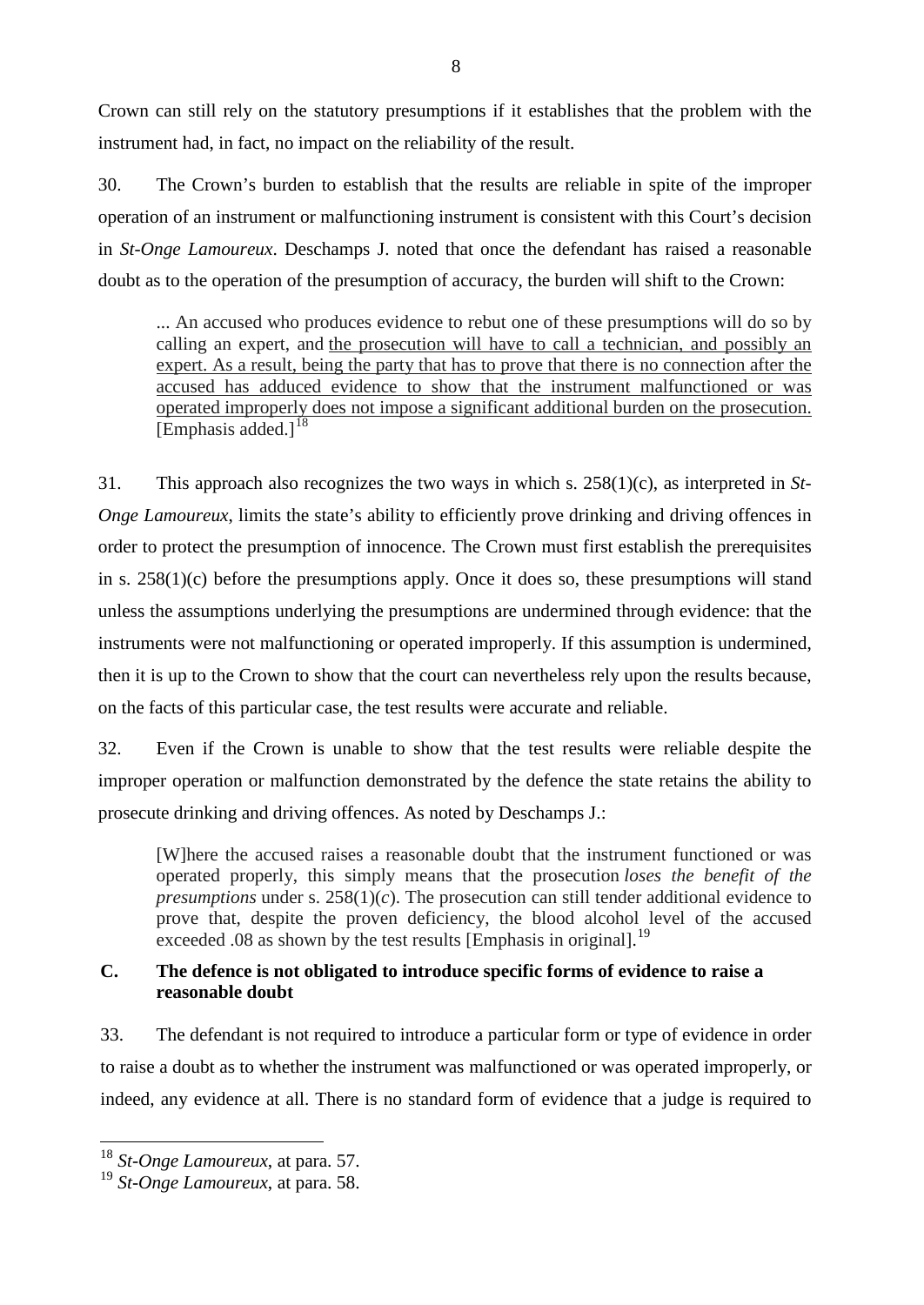Crown can still rely on the statutory presumptions if it establishes that the problem with the instrument had, in fact, no impact on the reliability of the result.

30. The Crown's burden to establish that the results are reliable in spite of the improper operation of an instrument or malfunctioning instrument is consistent with this Court's decision in *St-Onge Lamoureux*. Deschamps J. noted that once the defendant has raised a reasonable doubt as to the operation of the presumption of accuracy, the burden will shift to the Crown:

> ... An accused who produces evidence to rebut one of these presumptions will do so by calling an expert, and <u>the prosecution will have to call a technician, and possibly an expert. As a result, being the party that has to prove that there is no connection after the accused has adduced evidence to show that the instrument malfunctioned or was operated improperly does not impose a significant additional burden on the prosecution.</u> [Emphasis added.][18]

31. This approach also recognizes the two ways in which s. 258(1)(c), as interpreted in *St-Onge Lamoureux*, limits the state's ability to efficiently prove drinking and driving offences in order to protect the presumption of innocence. The Crown must first establish the prerequisites in s. 258(1)(c) before the presumptions apply. Once it does so, these presumptions will stand unless the assumptions underlying the presumptions are undermined through evidence: that the instruments were not malfunctioning or operated improperly. If this assumption is undermined, then it is up to the Crown to show that the court can nevertheless rely upon the results because, on the facts of this particular case, the test results were accurate and reliable.

32. Even if the Crown is unable to show that the test results were reliable despite the improper operation or malfunction demonstrated by the defence the state retains the ability to prosecute drinking and driving offences. As noted by Deschamps J.:

> [W]here the accused raises a reasonable doubt that the instrument functioned or was operated properly, this simply means that the prosecution *loses the benefit of the presumptions* under s. 258(1)(*c*). The prosecution can still tender additional evidence to prove that, despite the proven deficiency, the blood alcohol level of the accused exceeded .08 as shown by the test results [Emphasis in original].[19]

### C. The defence is not obligated to introduce specific forms of evidence to raise a reasonable doubt

33. The defendant is not required to introduce a particular form or type of evidence in order to raise a doubt as to whether the instrument was malfunctioned or was operated improperly, or indeed, any evidence at all. There is no standard form of evidence that a judge is required to

---

[18] *St-Onge Lamoureux*, at para. 57.

[19] *St-Onge Lamoureux*, at para. 58.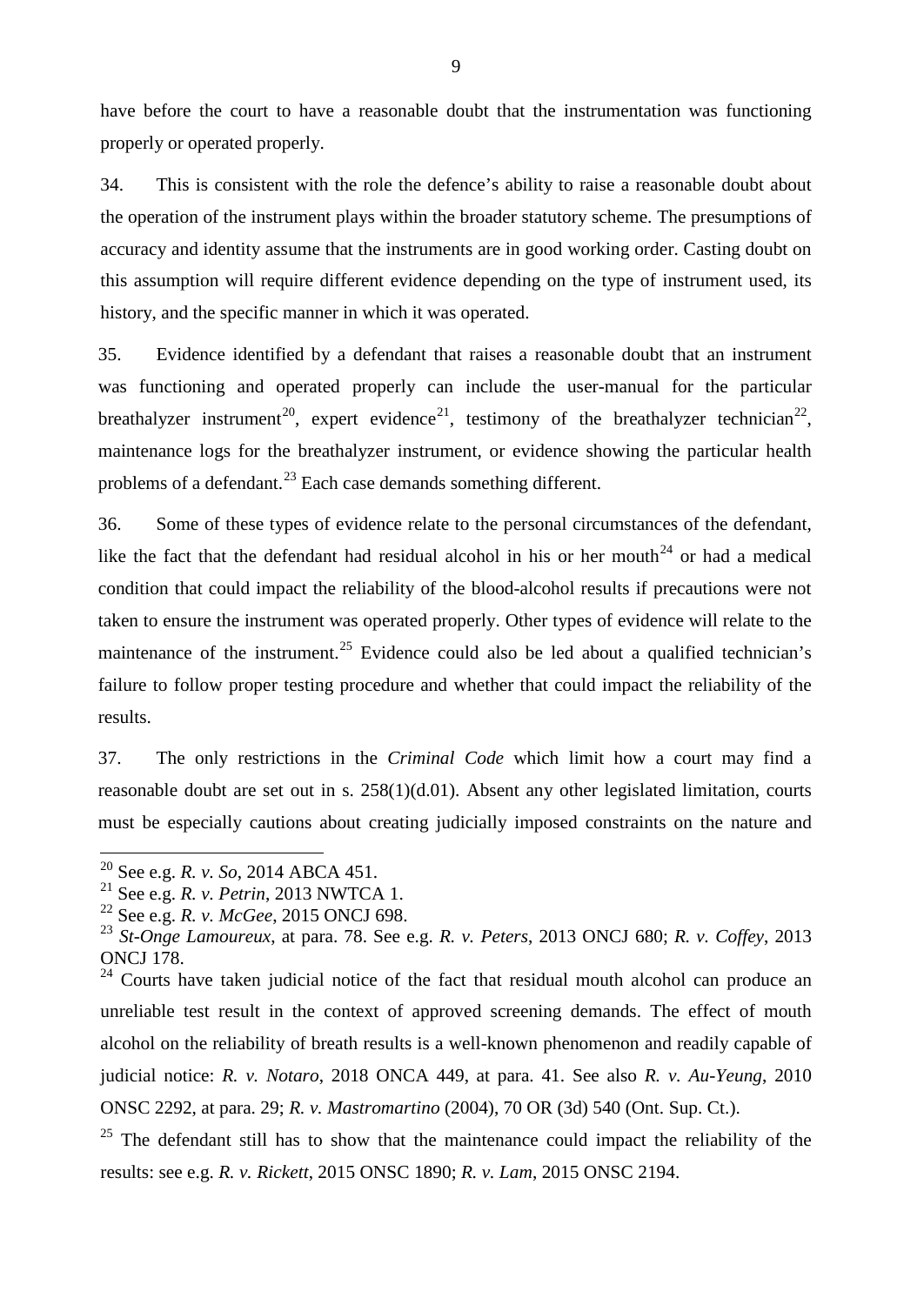have before the court to have a reasonable doubt that the instrumentation was functioning properly or operated properly.

34. This is consistent with the role the defence's ability to raise a reasonable doubt about the operation of the instrument plays within the broader statutory scheme. The presumptions of accuracy and identity assume that the instruments are in good working order. Casting doubt on this assumption will require different evidence depending on the type of instrument used, its history, and the specific manner in which it was operated.

35. Evidence identified by a defendant that raises a reasonable doubt that an instrument was functioning and operated properly can include the user-manual for the particular breathalyzer instrument[20], expert evidence[21], testimony of the breathalyzer technician[22], maintenance logs for the breathalyzer instrument, or evidence showing the particular health problems of a defendant.[23] Each case demands something different.

36. Some of these types of evidence relate to the personal circumstances of the defendant, like the fact that the defendant had residual alcohol in his or her mouth[24] or had a medical condition that could impact the reliability of the blood-alcohol results if precautions were not taken to ensure the instrument was operated properly. Other types of evidence will relate to the maintenance of the instrument.[25] Evidence could also be led about a qualified technician's failure to follow proper testing procedure and whether that could impact the reliability of the results.

37. The only restrictions in the *Criminal Code* which limit how a court may find a reasonable doubt are set out in s. 258(1)(d.01). Absent any other legislated limitation, courts must be especially cautions about creating judicially imposed constraints on the nature and

---

[20] See e.g. *R. v. So*, 2014 ABCA 451.

[21] See e.g. *R. v. Petrin*, 2013 NWTCA 1.

[22] See e.g. *R. v. McGee*, 2015 ONCJ 698.

[23] *St-Onge Lamoureux*, at para. 78. See e.g. *R. v. Peters*, 2013 ONCJ 680; *R. v. Coffey*, 2013 ONCJ 178.

[24] Courts have taken judicial notice of the fact that residual mouth alcohol can produce an unreliable test result in the context of approved screening demands. The effect of mouth alcohol on the reliability of breath results is a well-known phenomenon and readily capable of judicial notice: *R. v. Notaro*, 2018 ONCA 449, at para. 41. See also *R. v. Au-Yeung*, 2010 ONSC 2292, at para. 29; *R. v. Mastromartino* (2004), 70 OR (3d) 540 (Ont. Sup. Ct.).

[25] The defendant still has to show that the maintenance could impact the reliability of the results: see e.g. *R. v. Rickett*, 2015 ONSC 1890; *R. v. Lam*, 2015 ONSC 2194.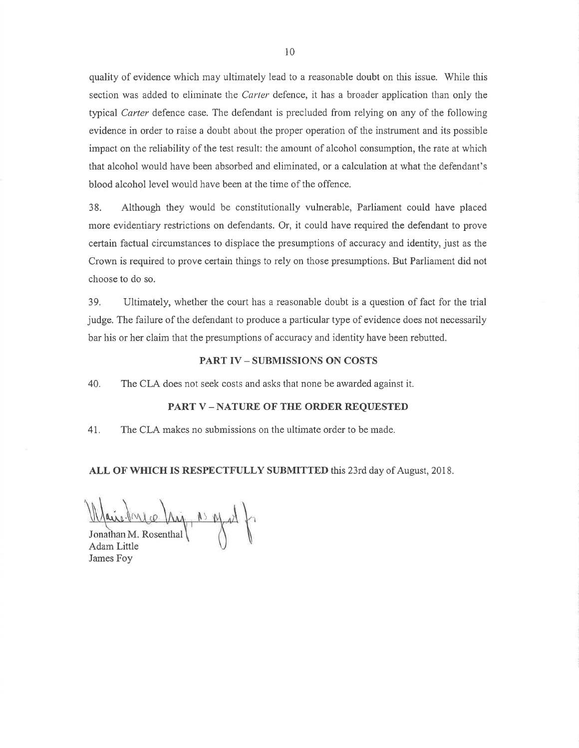quality of evidence which may ultimately lead to a reasonable doubt on this issue. While this section was added to eliminate the *Carter* defence, it has a broader application than only the typical *Carter* defence case. The defendant is precluded from relying on any of the following evidence in order to raise a doubt about the proper operation of the instrument and its possible impact on the reliability of the test result: the amount of alcohol consumption, the rate at which that alcohol would have been absorbed and eliminated, or a calculation at what the defendant's blood alcohol level would have been at the time of the offence.

38. Although they would be constitutionally vulnerable, Parliament could have placed more evidentiary restrictions on defendants. Or, it could have required the defendant to prove certain factual circumstances to displace the presumptions of accuracy and identity, just as the Crown is required to prove certain things to rely on those presumptions. But Parliament did not choose to do so.

39. Ultimately, whether the court has a reasonable doubt is a question of fact for the trial judge. The failure of the defendant to produce a particular type of evidence does not necessarily bar his or her claim that the presumptions of accuracy and identity have been rebutted.

## PART IV – SUBMISSIONS ON COSTS

40. The CLA does not seek costs and asks that none be awarded against it.

## PART V – NATURE OF THE ORDER REQUESTED

41. The CLA makes no submissions on the ultimate order to be made.

**ALL OF WHICH IS RESPECTFULLY SUBMITTED** this 23rd day of August, 2018.

Jonathan M. Rosenthal
Adam Little
James Foy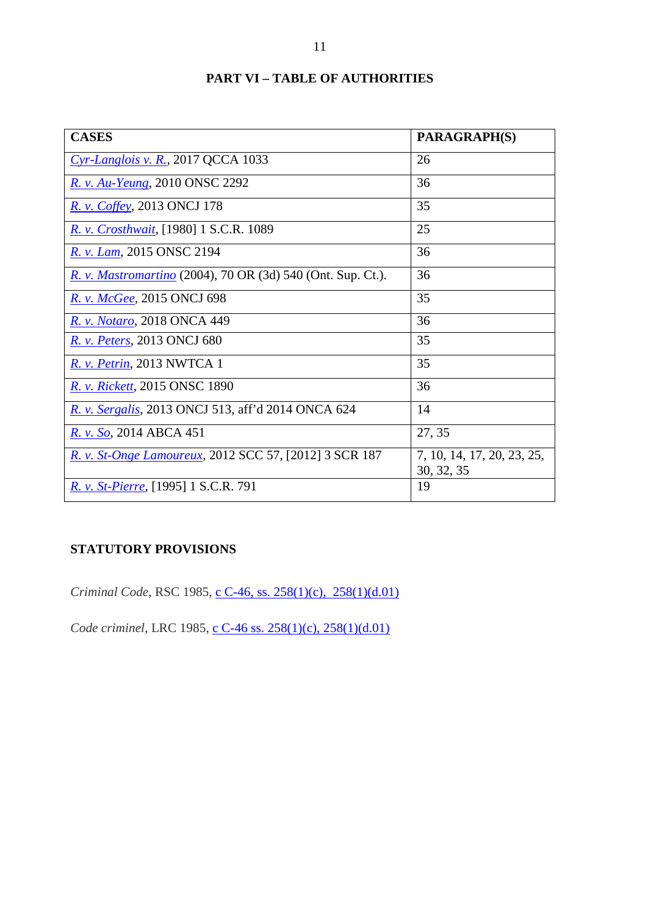# PART VI – TABLE OF AUTHORITIES

| CASES | PARAGRAPH(S) |
|---|---|
| *Cyr-Langlois v. R.*, 2017 QCCA 1033 | 26 |
| *R. v. Au-Yeung*, 2010 ONSC 2292 | 36 |
| *R. v. Coffey*, 2013 ONCJ 178 | 35 |
| *R. v. Crosthwait*, [1980] 1 S.C.R. 1089 | 25 |
| *R. v. Lam*, 2015 ONSC 2194 | 36 |
| *R. v. Mastromartino* (2004), 70 OR (3d) 540 (Ont. Sup. Ct.). | 36 |
| *R. v. McGee*, 2015 ONCJ 698 | 35 |
| *R. v. Notaro*, 2018 ONCA 449 | 36 |
| *R. v. Peters*, 2013 ONCJ 680 | 35 |
| *R. v. Petrin*, 2013 NWTCA 1 | 35 |
| *R. v. Rickett*, 2015 ONSC 1890 | 36 |
| *R. v. Sergalis*, 2013 ONCJ 513, aff'd 2014 ONCA 624 | 14 |
| *R. v. So*, 2014 ABCA 451 | 27, 35 |
| *R. v. St-Onge Lamoureux*, 2012 SCC 57, [2012] 3 SCR 187 | 7, 10, 14, 17, 20, 23, 25, 30, 32, 35 |
| *R. v. St-Pierre*, [1995] 1 S.C.R. 791 | 19 |

**STATUTORY PROVISIONS**

*Criminal Code*, RSC 1985, c C-46, ss. 258(1)(c), 258(1)(d.01)

*Code criminel*, LRC 1985, c C-46 ss. 258(1)(c), 258(1)(d.01)